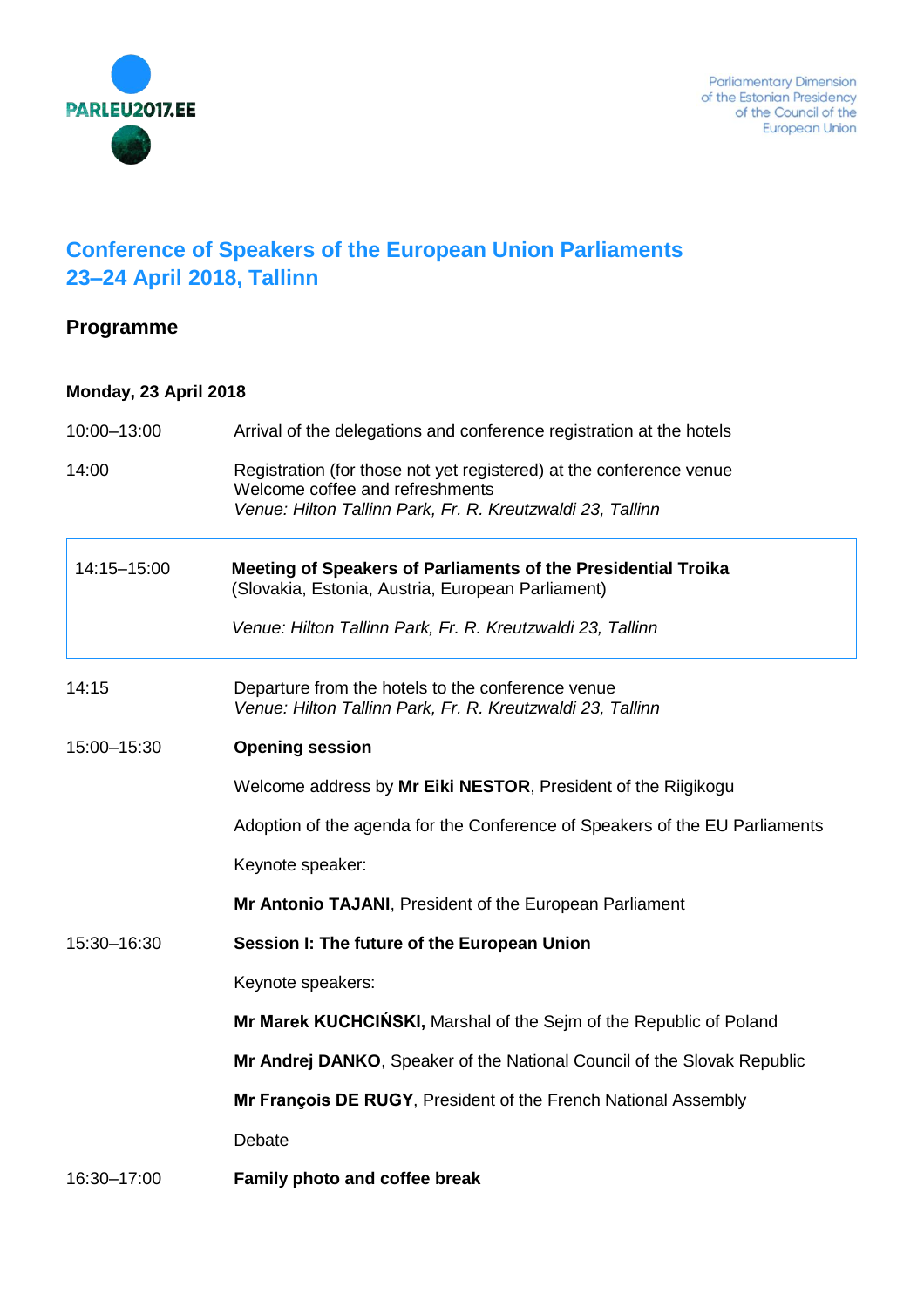PARLEU2017.EE

Parliamentary Dimension
of the Estonian Presidency
of the Council of the
European Union

# Conference of Speakers of the European Union Parliaments
# 23–24 April 2018, Tallinn

## Programme

### Monday, 23 April 2018

| | |
|---|---|
| 10:00–13:00 | Arrival of the delegations and conference registration at the hotels |
| 14:00 | Registration (for those not yet registered) at the conference venue<br>Welcome coffee and refreshments<br>*Venue: Hilton Tallinn Park, Fr. R. Kreutzwaldi 23, Tallinn* |
| 14:15–15:00 | **Meeting of Speakers of Parliaments of the Presidential Troika**<br>(Slovakia, Estonia, Austria, European Parliament)<br><br>*Venue: Hilton Tallinn Park, Fr. R. Kreutzwaldi 23, Tallinn* |
| 14:15 | Departure from the hotels to the conference venue<br>*Venue: Hilton Tallinn Park, Fr. R. Kreutzwaldi 23, Tallinn* |
| 15:00–15:30 | **Opening session**<br><br>Welcome address by **Mr Eiki NESTOR**, President of the Riigikogu<br><br>Adoption of the agenda for the Conference of Speakers of the EU Parliaments<br><br>Keynote speaker:<br><br>**Mr Antonio TAJANI**, President of the European Parliament |
| 15:30–16:30 | **Session I: The future of the European Union**<br><br>Keynote speakers:<br><br>**Mr Marek KUCHCIŃSKI,** Marshal of the Sejm of the Republic of Poland<br><br>**Mr Andrej DANKO**, Speaker of the National Council of the Slovak Republic<br><br>**Mr François DE RUGY**, President of the French National Assembly<br><br>Debate |
| 16:30–17:00 | **Family photo and coffee break** |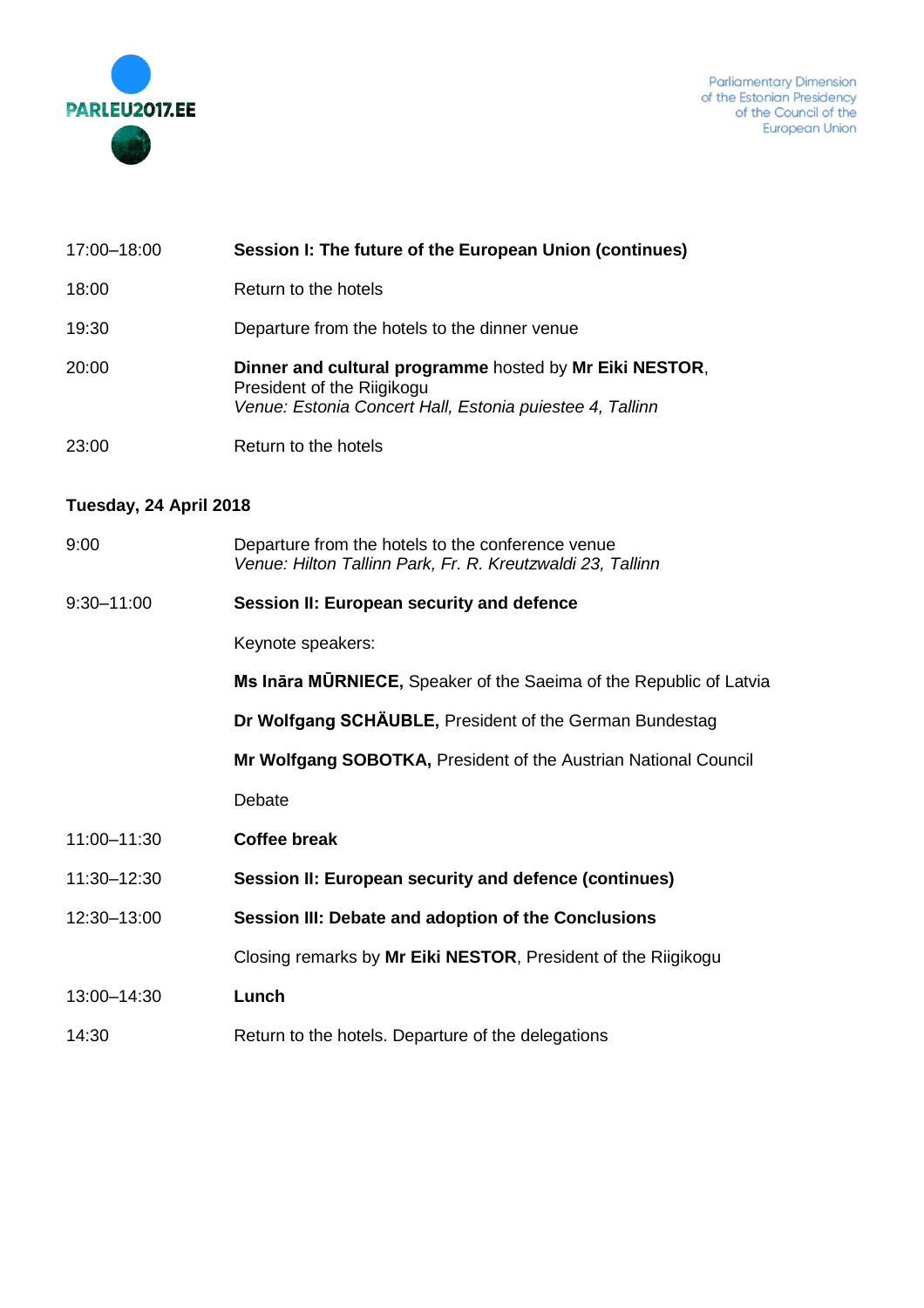| | |
|---|---|
| 17:00–18:00 | **Session I: The future of the European Union (continues)** |
| 18:00 | Return to the hotels |
| 19:30 | Departure from the hotels to the dinner venue |
| 20:00 | **Dinner and cultural programme** hosted by **Mr Eiki NESTOR**, President of the Riigikogu<br>*Venue: Estonia Concert Hall, Estonia puiestee 4, Tallinn* |
| 23:00 | Return to the hotels |

**Tuesday, 24 April 2018**

| | |
|---|---|
| 9:00 | Departure from the hotels to the conference venue<br>*Venue: Hilton Tallinn Park, Fr. R. Kreutzwaldi 23, Tallinn* |
| 9:30–11:00 | **Session II: European security and defence** |
| | Keynote speakers: |
| | **Ms Ināra MŪRNIECE,** Speaker of the Saeima of the Republic of Latvia |
| | **Dr Wolfgang SCHÄUBLE,** President of the German Bundestag |
| | **Mr Wolfgang SOBOTKA,** President of the Austrian National Council |
| | Debate |
| 11:00–11:30 | **Coffee break** |
| 11:30–12:30 | **Session II: European security and defence (continues)** |
| 12:30–13:00 | **Session III: Debate and adoption of the Conclusions** |
| | Closing remarks by **Mr Eiki NESTOR**, President of the Riigikogu |
| 13:00–14:30 | **Lunch** |
| 14:30 | Return to the hotels. Departure of the delegations |